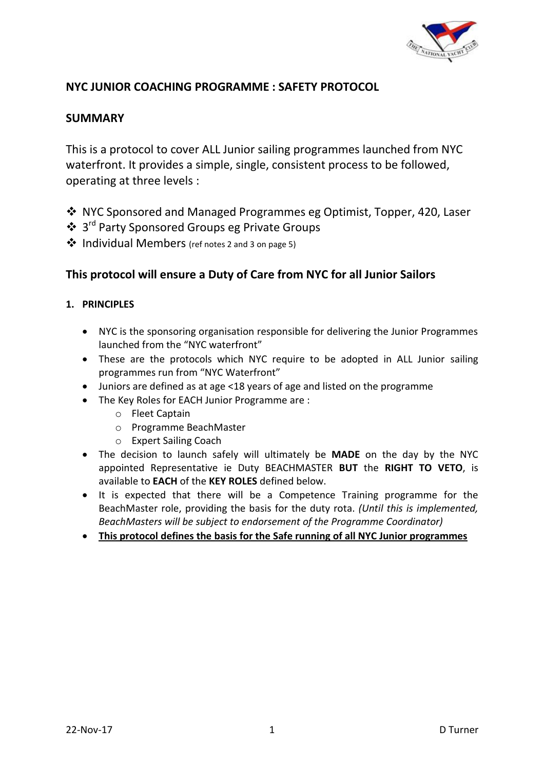# NYC JUNIOR COACHING PROGRAMME : SAFETY PROTOCOL

## SUMMARY

This is a protocol to cover ALL Junior sailing programmes launched from NYC waterfront. It provides a simple, single, consistent process to be followed, operating at three levels :

- NYC Sponsored and Managed Programmes eg Optimist, Topper, 420, Laser
- 3rd Party Sponsored Groups eg Private Groups
- Individual Members (ref notes 2 and 3 on page 5)

## This protocol will ensure a Duty of Care from NYC for all Junior Sailors

### 1. PRINCIPLES

- NYC is the sponsoring organisation responsible for delivering the Junior Programmes launched from the "NYC waterfront"
- These are the protocols which NYC require to be adopted in ALL Junior sailing programmes run from "NYC Waterfront"
- Juniors are defined as at age <18 years of age and listed on the programme
- The Key Roles for EACH Junior Programme are :
  - Fleet Captain
  - Programme BeachMaster
  - Expert Sailing Coach
- The decision to launch safely will ultimately be **MADE** on the day by the NYC appointed Representative ie Duty BEACHMASTER **BUT** the **RIGHT TO VETO**, is available to **EACH** of the **KEY ROLES** defined below.
- It is expected that there will be a Competence Training programme for the BeachMaster role, providing the basis for the duty rota. *(Until this is implemented, BeachMasters will be subject to endorsement of the Programme Coordinator)*
- **<u>This protocol defines the basis for the Safe running of all NYC Junior programmes</u>**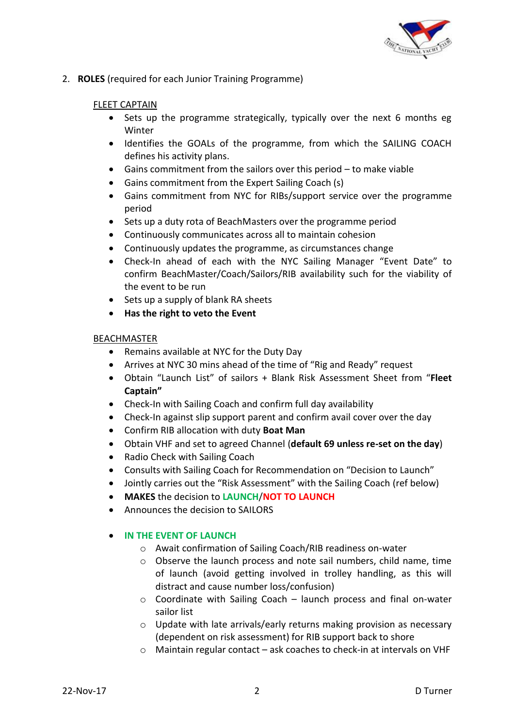2. **ROLES** (required for each Junior Training Programme)

FLEET CAPTAIN

- Sets up the programme strategically, typically over the next 6 months eg Winter
- Identifies the GOALs of the programme, from which the SAILING COACH defines his activity plans.
- Gains commitment from the sailors over this period – to make viable
- Gains commitment from the Expert Sailing Coach (s)
- Gains commitment from NYC for RIBs/support service over the programme period
- Sets up a duty rota of BeachMasters over the programme period
- Continuously communicates across all to maintain cohesion
- Continuously updates the programme, as circumstances change
- Check-In ahead of each with the NYC Sailing Manager "Event Date" to confirm BeachMaster/Coach/Sailors/RIB availability such for the viability of the event to be run
- Sets up a supply of blank RA sheets
- **Has the right to veto the Event**

BEACHMASTER

- Remains available at NYC for the Duty Day
- Arrives at NYC 30 mins ahead of the time of "Rig and Ready" request
- Obtain "Launch List" of sailors + Blank Risk Assessment Sheet from "**Fleet Captain"**
- Check-In with Sailing Coach and confirm full day availability
- Check-In against slip support parent and confirm avail cover over the day
- Confirm RIB allocation with duty **Boat Man**
- Obtain VHF and set to agreed Channel (**default 69 unless re-set on the day**)
- Radio Check with Sailing Coach
- Consults with Sailing Coach for Recommendation on "Decision to Launch"
- Jointly carries out the "Risk Assessment" with the Sailing Coach (ref below)
- **MAKES** the decision to **LAUNCH**/**NOT TO LAUNCH**
- Announces the decision to SAILORS

- **IN THE EVENT OF LAUNCH**
  - Await confirmation of Sailing Coach/RIB readiness on-water
  - Observe the launch process and note sail numbers, child name, time of launch (avoid getting involved in trolley handling, as this will distract and cause number loss/confusion)
  - Coordinate with Sailing Coach – launch process and final on-water sailor list
  - Update with late arrivals/early returns making provision as necessary (dependent on risk assessment) for RIB support back to shore
  - Maintain regular contact – ask coaches to check-in at intervals on VHF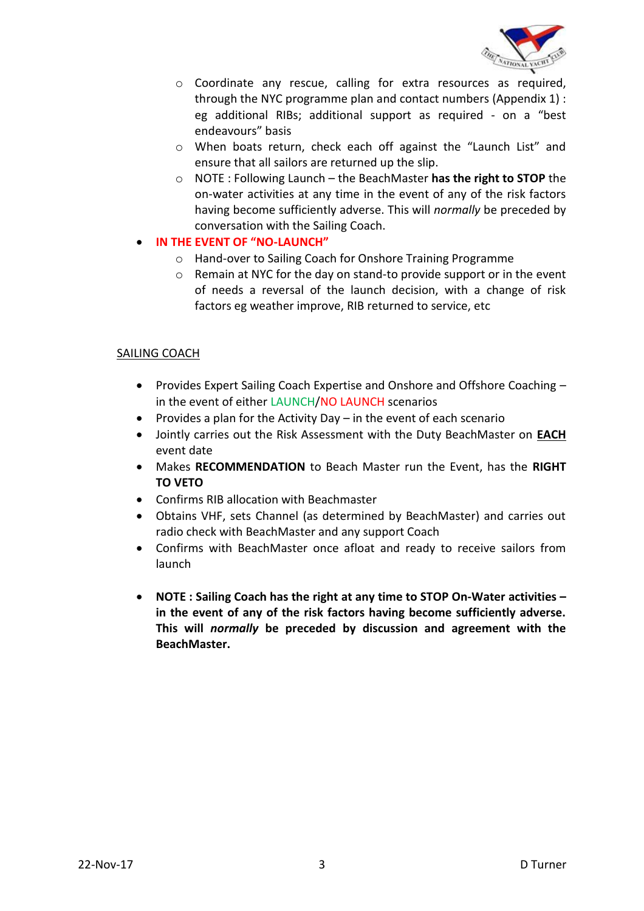- Coordinate any rescue, calling for extra resources as required, through the NYC programme plan and contact numbers (Appendix 1) : eg additional RIBs; additional support as required - on a "best endeavours" basis
  - When boats return, check each off against the "Launch List" and ensure that all sailors are returned up the slip.
  - NOTE : Following Launch – the BeachMaster **has the right to STOP** the on-water activities at any time in the event of any of the risk factors having become sufficiently adverse. This will *normally* be preceded by conversation with the Sailing Coach.
- **IN THE EVENT OF "NO-LAUNCH"**
  - Hand-over to Sailing Coach for Onshore Training Programme
  - Remain at NYC for the day on stand-to provide support or in the event of needs a reversal of the launch decision, with a change of risk factors eg weather improve, RIB returned to service, etc

SAILING COACH

- Provides Expert Sailing Coach Expertise and Onshore and Offshore Coaching – in the event of either LAUNCH/NO LAUNCH scenarios
- Provides a plan for the Activity Day – in the event of each scenario
- Jointly carries out the Risk Assessment with the Duty BeachMaster on **EACH** event date
- Makes **RECOMMENDATION** to Beach Master run the Event, has the **RIGHT TO VETO**
- Confirms RIB allocation with Beachmaster
- Obtains VHF, sets Channel (as determined by BeachMaster) and carries out radio check with BeachMaster and any support Coach
- Confirms with BeachMaster once afloat and ready to receive sailors from launch

- **NOTE : Sailing Coach has the right at any time to STOP On-Water activities – in the event of any of the risk factors having become sufficiently adverse. This will *normally* be preceded by discussion and agreement with the BeachMaster.**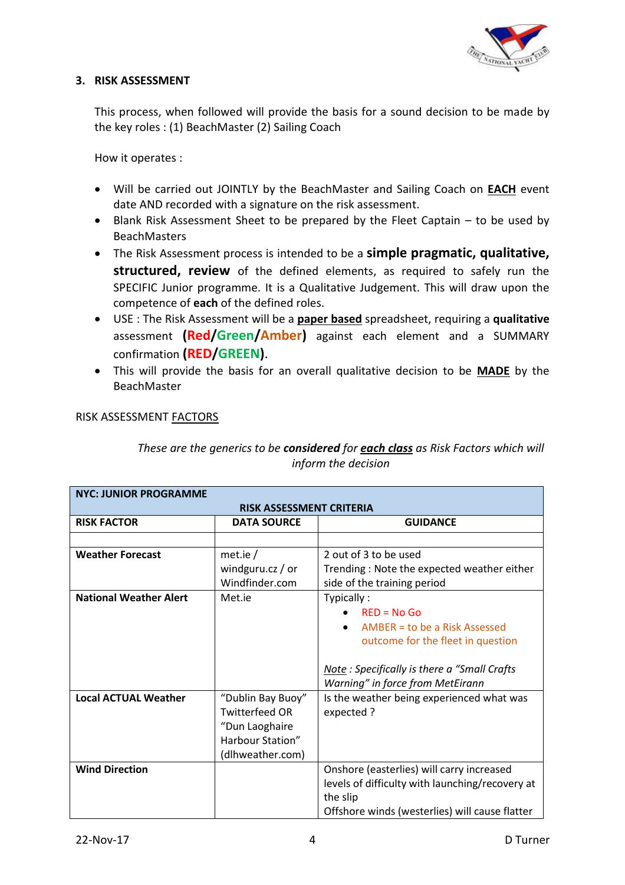## 3. RISK ASSESSMENT

This process, when followed will provide the basis for a sound decision to be made by the key roles : (1) BeachMaster (2) Sailing Coach

How it operates :

- Will be carried out JOINTLY by the BeachMaster and Sailing Coach on **EACH** event date AND recorded with a signature on the risk assessment.
- Blank Risk Assessment Sheet to be prepared by the Fleet Captain – to be used by BeachMasters
- The Risk Assessment process is intended to be a **simple pragmatic, qualitative, structured, review** of the defined elements, as required to safely run the SPECIFIC Junior programme. It is a Qualitative Judgement. This will draw upon the competence of **each** of the defined roles.
- USE : The Risk Assessment will be a **paper based** spreadsheet, requiring a **qualitative** assessment **(Red/Green/Amber)** against each element and a SUMMARY confirmation **(RED/GREEN)**.
- This will provide the basis for an overall qualitative decision to be **MADE** by the BeachMaster

RISK ASSESSMENT FACTORS

*These are the generics to be **considered** for **each class** as Risk Factors which will inform the decision*

| NYC: JUNIOR PROGRAMME RISK ASSESSMENT CRITERIA | | |
|---|---|---|
| **RISK FACTOR** | **DATA SOURCE** | **GUIDANCE** |
| | | |
| **Weather Forecast** | met.ie / windguru.cz / or Windfinder.com | 2 out of 3 to be used<br>Trending : Note the expected weather either side of the training period |
| **National Weather Alert** | Met.ie | Typically :<br>• RED = No Go<br>• AMBER = to be a Risk Assessed outcome for the fleet in question<br><br>*Note : Specifically is there a "Small Crafts Warning" in force from MetEirann* |
| **Local ACTUAL Weather** | "Dublin Bay Buoy" Twitterfeed OR "Dun Laoghaire Harbour Station" (dlhweather.com) | Is the weather being experienced what was expected ? |
| **Wind Direction** | | Onshore (easterlies) will carry increased levels of difficulty with launching/recovery at the slip<br>Offshore winds (westerlies) will cause flatter |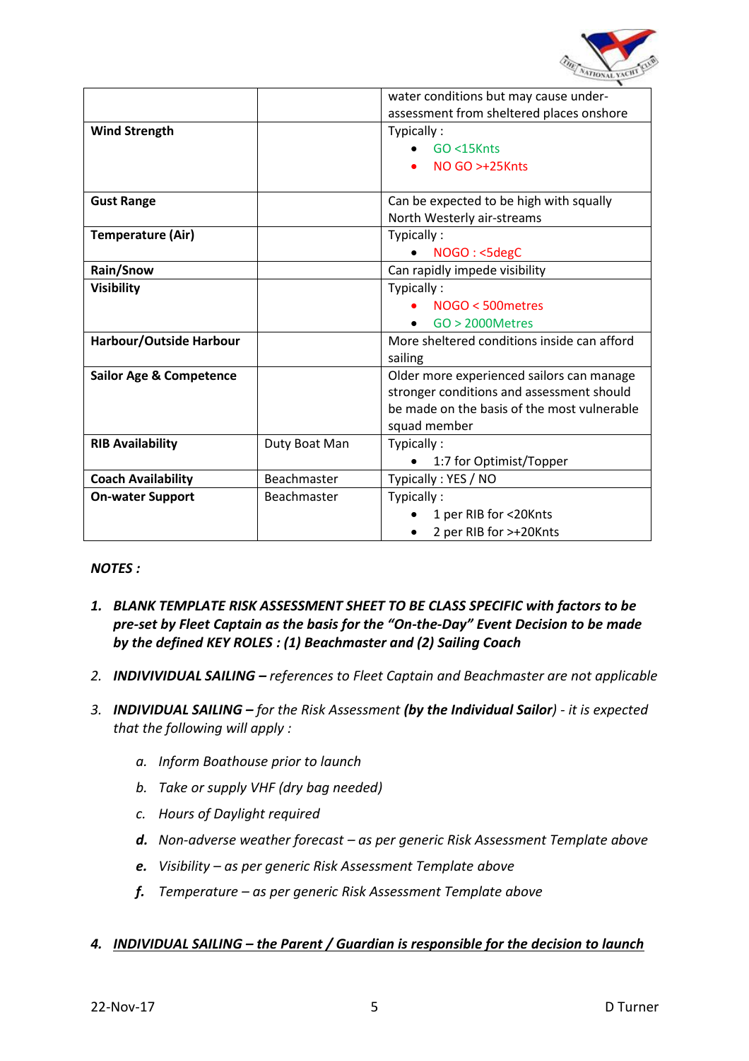| | | |
|---|---|---|
| | | water conditions but may cause under-assessment from sheltered places onshore |
| **Wind Strength** | | Typically :<br>• GO <15Knts<br>• NO GO >+25Knts |
| **Gust Range** | | Can be expected to be high with squally North Westerly air-streams |
| **Temperature (Air)** | | Typically :<br>• NOGO : <5degC |
| **Rain/Snow** | | Can rapidly impede visibility |
| **Visibility** | | Typically :<br>• NOGO < 500metres<br>• GO > 2000Metres |
| **Harbour/Outside Harbour** | | More sheltered conditions inside can afford sailing |
| **Sailor Age & Competence** | | Older more experienced sailors can manage stronger conditions and assessment should be made on the basis of the most vulnerable squad member |
| **RIB Availability** | Duty Boat Man | Typically :<br>• 1:7 for Optimist/Topper |
| **Coach Availability** | Beachmaster | Typically : YES / NO |
| **On-water Support** | Beachmaster | Typically :<br>• 1 per RIB for <20Knts<br>• 2 per RIB for >+20Knts |

***NOTES :***

1. ***BLANK TEMPLATE RISK ASSESSMENT SHEET TO BE CLASS SPECIFIC with factors to be pre-set by Fleet Captain as the basis for the "On-the-Day" Event Decision to be made by the defined KEY ROLES : (1) Beachmaster and (2) Sailing Coach***

2. ***INDIVIDUAL SAILING –*** *references to Fleet Captain and Beachmaster are not applicable*

3. ***INDIVIDUAL SAILING –*** *for the Risk Assessment* ***(by the Individual Sailor)*** *- it is expected that the following will apply :*

    a. *Inform Boathouse prior to launch*

    b. *Take or supply VHF (dry bag needed)*

    c. *Hours of Daylight required*

    ***d.*** *Non-adverse weather forecast – as per generic Risk Assessment Template above*

    ***e.*** *Visibility – as per generic Risk Assessment Template above*

    ***f.*** *Temperature – as per generic Risk Assessment Template above*

4. ***INDIVIDUAL SAILING – the Parent / Guardian is responsible for the decision to launch***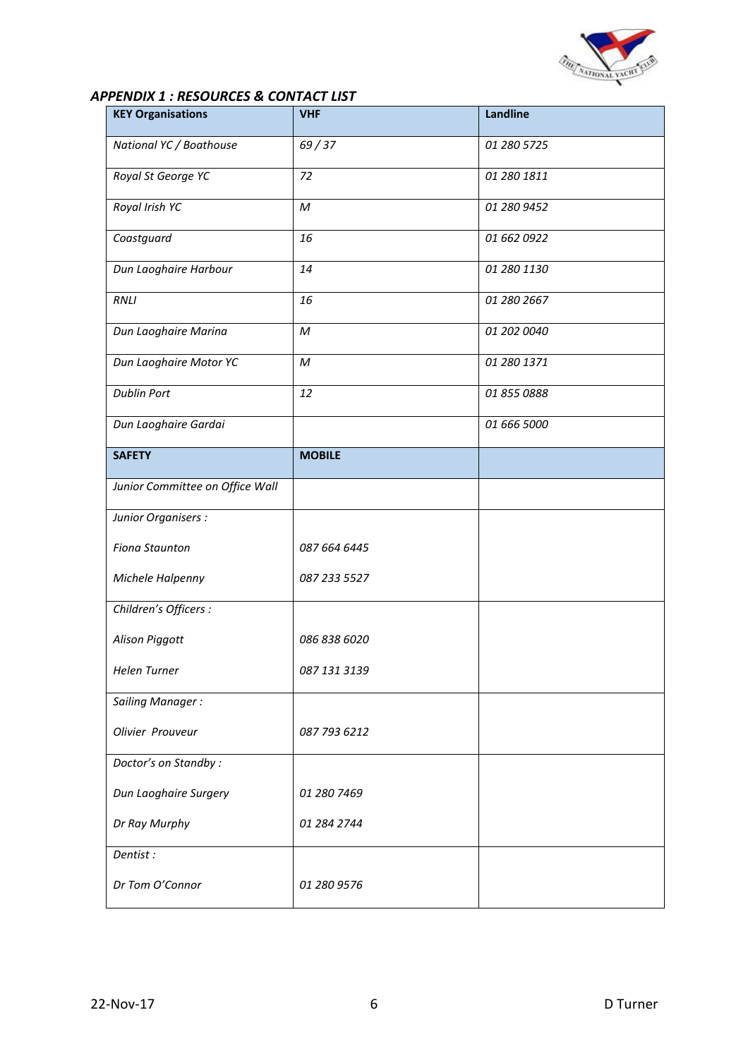## *APPENDIX 1 : RESOURCES & CONTACT LIST*

| **KEY Organisations** | **VHF** | **Landline** |
|---|---|---|
| *National YC / Boathouse* | *69 / 37* | *01 280 5725* |
| *Royal St George YC* | *72* | *01 280 1811* |
| *Royal Irish YC* | *M* | *01 280 9452* |
| *Coastguard* | *16* | *01 662 0922* |
| *Dun Laoghaire Harbour* | *14* | *01 280 1130* |
| *RNLI* | *16* | *01 280 2667* |
| *Dun Laoghaire Marina* | *M* | *01 202 0040* |
| *Dun Laoghaire Motor YC* | *M* | *01 280 1371* |
| *Dublin Port* | *12* | *01 855 0888* |
| *Dun Laoghaire Gardai* | | *01 666 5000* |
| **SAFETY** | **MOBILE** | |
| *Junior Committee on Office Wall* | | |
| *Junior Organisers :* | | |
| *Fiona Staunton* | *087 664 6445* | |
| *Michele Halpenny* | *087 233 5527* | |
| *Children's Officers :* | | |
| *Alison Piggott* | *086 838 6020* | |
| *Helen Turner* | *087 131 3139* | |
| *Sailing Manager :* | | |
| *Olivier Prouveur* | *087 793 6212* | |
| *Doctor's on Standby :* | | |
| *Dun Laoghaire Surgery* | *01 280 7469* | |
| *Dr Ray Murphy* | *01 284 2744* | |
| *Dentist :* | | |
| *Dr Tom O'Connor* | *01 280 9576* | |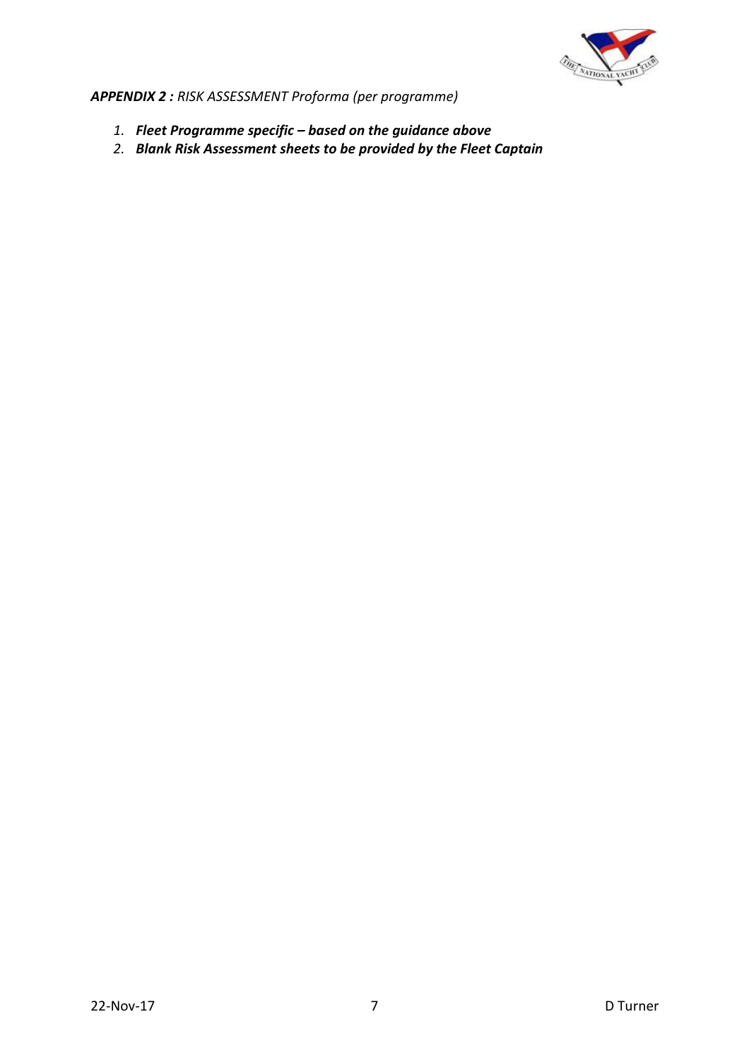***APPENDIX 2 :*** *RISK ASSESSMENT Proforma (per programme)*

1. ***Fleet Programme specific – based on the guidance above***
2. ***Blank Risk Assessment sheets to be provided by the Fleet Captain***